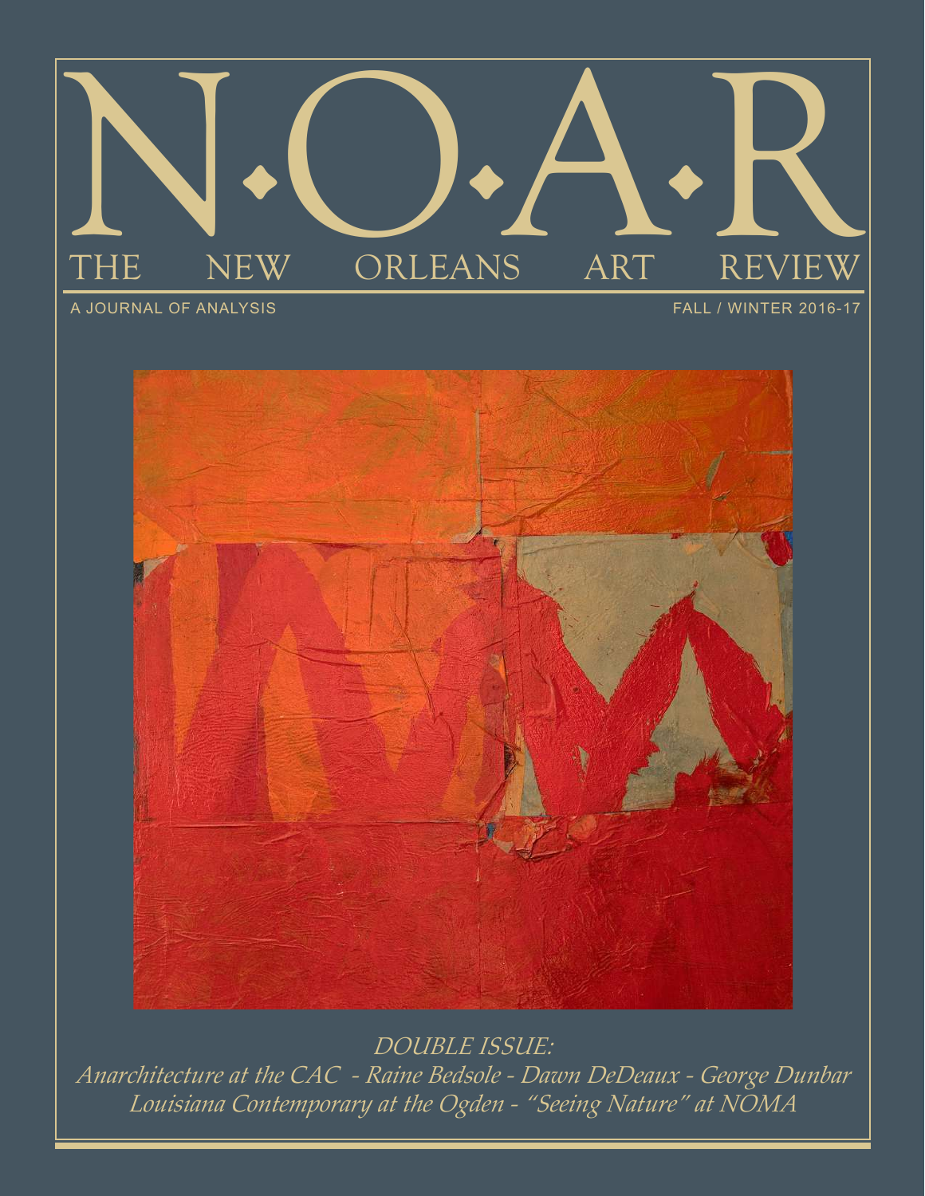# N·O·A·R

## THE NEW ORLEANS ART REVIEW

A JOURNAL OF ANALYSIS

FALL / WINTER 2016-17

*DOUBLE ISSUE:*

*Anarchitecture at the CAC - Raine Bedsole - Dawn DeDeaux - George Dunbar*

*Louisiana Contemporary at the Ogden - "Seeing Nature" at NOMA*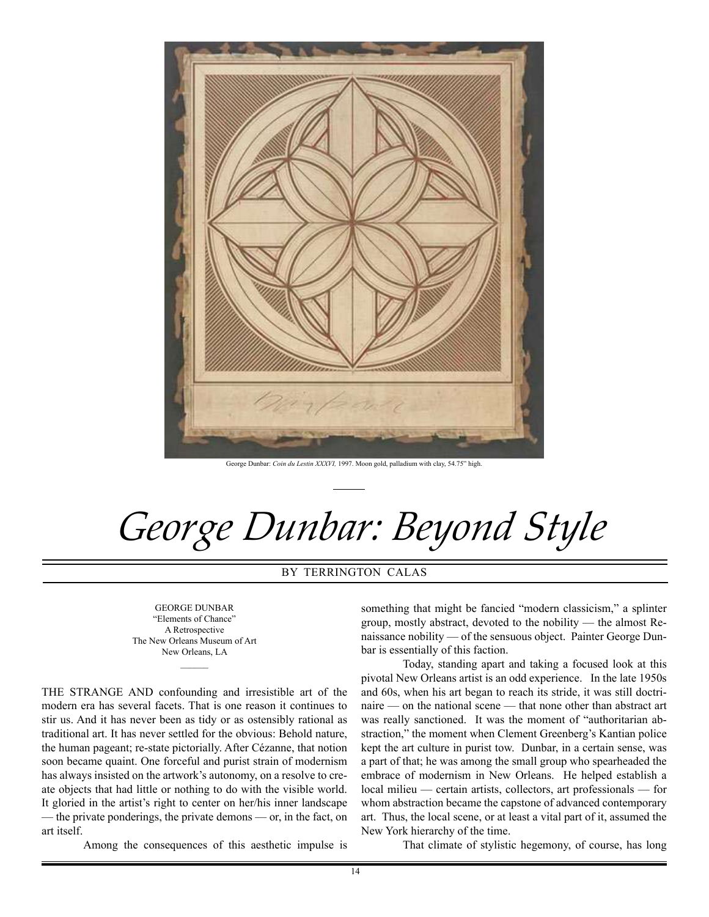George Dunbar: *Coin du Lestin XXXVI,* 1997. Moon gold, palladium with clay, 54.75" high.

# *George Dunbar: Beyond Style*

BY TERRINGTON CALAS

GEORGE DUNBAR
"Elements of Chance"
A Retrospective
The New Orleans Museum of Art
New Orleans, LA

THE STRANGE AND confounding and irresistible art of the modern era has several facets. That is one reason it continues to stir us. And it has never been as tidy or as ostensibly rational as traditional art. It has never settled for the obvious: Behold nature, the human pageant; re-state pictorially. After Cézanne, that notion soon became quaint. One forceful and purist strain of modernism has always insisted on the artwork's autonomy, on a resolve to create objects that had little or nothing to do with the visible world. It gloried in the artist's right to center on her/his inner landscape — the private ponderings, the private demons — or, in the fact, on art itself.

Among the consequences of this aesthetic impulse is something that might be fancied "modern classicism," a splinter group, mostly abstract, devoted to the nobility — the almost Renaissance nobility — of the sensuous object. Painter George Dunbar is essentially of this faction.

Today, standing apart and taking a focused look at this pivotal New Orleans artist is an odd experience. In the late 1950s and 60s, when his art began to reach its stride, it was still doctrinaire — on the national scene — that none other than abstract art was really sanctioned. It was the moment of "authoritarian abstraction," the moment when Clement Greenberg's Kantian police kept the art culture in purist tow. Dunbar, in a certain sense, was a part of that; he was among the small group who spearheaded the embrace of modernism in New Orleans. He helped establish a local milieu — certain artists, collectors, art professionals — for whom abstraction became the capstone of advanced contemporary art. Thus, the local scene, or at least a vital part of it, assumed the New York hierarchy of the time.

That climate of stylistic hegemony, of course, has long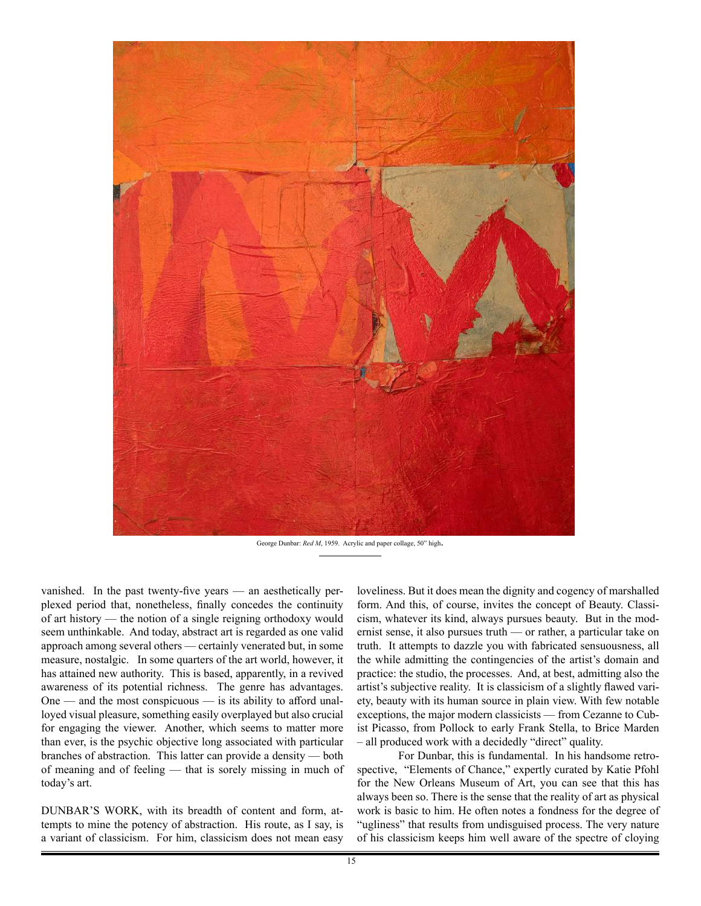George Dunbar: *Red M*, 1959. Acrylic and paper collage, 50" high.

vanished. In the past twenty-five years — an aesthetically perplexed period that, nonetheless, finally concedes the continuity of art history — the notion of a single reigning orthodoxy would seem unthinkable. And today, abstract art is regarded as one valid approach among several others — certainly venerated but, in some measure, nostalgic. In some quarters of the art world, however, it has attained new authority. This is based, apparently, in a revived awareness of its potential richness. The genre has advantages. One — and the most conspicuous — is its ability to afford unalloyed visual pleasure, something easily overplayed but also crucial for engaging the viewer. Another, which seems to matter more than ever, is the psychic objective long associated with particular branches of abstraction. This latter can provide a density — both of meaning and of feeling — that is sorely missing in much of today's art.

DUNBAR'S WORK, with its breadth of content and form, attempts to mine the potency of abstraction. His route, as I say, is a variant of classicism. For him, classicism does not mean easy loveliness. But it does mean the dignity and cogency of marshalled form. And this, of course, invites the concept of Beauty. Classicism, whatever its kind, always pursues beauty. But in the modernist sense, it also pursues truth — or rather, a particular take on truth. It attempts to dazzle you with fabricated sensuousness, all the while admitting the contingencies of the artist's domain and practice: the studio, the processes. And, at best, admitting also the artist's subjective reality. It is classicism of a slightly flawed variety, beauty with its human source in plain view. With few notable exceptions, the major modern classicists — from Cezanne to Cubist Picasso, from Pollock to early Frank Stella, to Brice Marden – all produced work with a decidedly "direct" quality.

For Dunbar, this is fundamental. In his handsome retrospective, "Elements of Chance," expertly curated by Katie Pfohl for the New Orleans Museum of Art, you can see that this has always been so. There is the sense that the reality of art as physical work is basic to him. He often notes a fondness for the degree of "ugliness" that results from undisguised process. The very nature of his classicism keeps him well aware of the spectre of cloying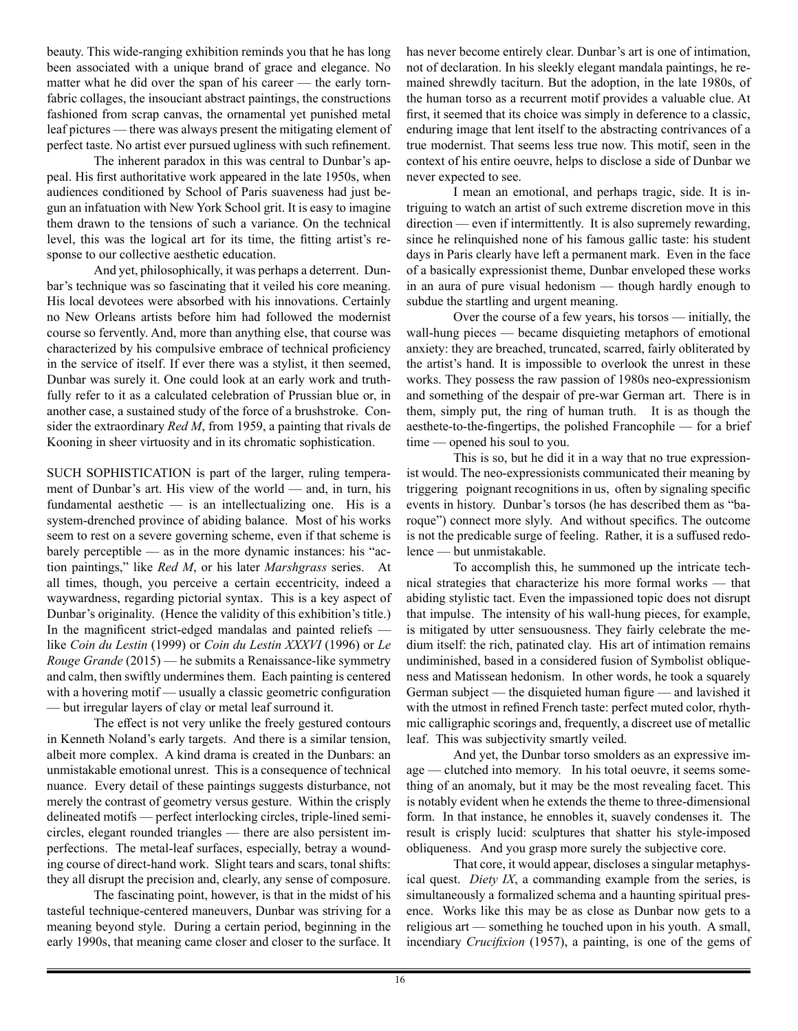beauty. This wide-ranging exhibition reminds you that he has long been associated with a unique brand of grace and elegance. No matter what he did over the span of his career — the early torn-fabric collages, the insouciant abstract paintings, the constructions fashioned from scrap canvas, the ornamental yet punished metal leaf pictures — there was always present the mitigating element of perfect taste. No artist ever pursued ugliness with such refinement.

The inherent paradox in this was central to Dunbar's appeal. His first authoritative work appeared in the late 1950s, when audiences conditioned by School of Paris suaveness had just begun an infatuation with New York School grit. It is easy to imagine them drawn to the tensions of such a variance. On the technical level, this was the logical art for its time, the fitting artist's response to our collective aesthetic education.

And yet, philosophically, it was perhaps a deterrent. Dunbar's technique was so fascinating that it veiled his core meaning. His local devotees were absorbed with his innovations. Certainly no New Orleans artists before him had followed the modernist course so fervently. And, more than anything else, that course was characterized by his compulsive embrace of technical proficiency in the service of itself. If ever there was a stylist, it then seemed, Dunbar was surely it. One could look at an early work and truthfully refer to it as a calculated celebration of Prussian blue or, in another case, a sustained study of the force of a brushstroke. Consider the extraordinary *Red M*, from 1959, a painting that rivals de Kooning in sheer virtuosity and in its chromatic sophistication.

SUCH SOPHISTICATION is part of the larger, ruling temperament of Dunbar's art. His view of the world — and, in turn, his fundamental aesthetic — is an intellectualizing one. His is a system-drenched province of abiding balance. Most of his works seem to rest on a severe governing scheme, even if that scheme is barely perceptible — as in the more dynamic instances: his "action paintings," like *Red M*, or his later *Marshgrass* series. At all times, though, you perceive a certain eccentricity, indeed a waywardness, regarding pictorial syntax. This is a key aspect of Dunbar's originality. (Hence the validity of this exhibition's title.) In the magnificent strict-edged mandalas and painted reliefs — like *Coin du Lestin* (1999) or *Coin du Lestin XXXVI* (1996) or *Le Rouge Grande* (2015) — he submits a Renaissance-like symmetry and calm, then swiftly undermines them. Each painting is centered with a hovering motif — usually a classic geometric configuration — but irregular layers of clay or metal leaf surround it.

The effect is not very unlike the freely gestured contours in Kenneth Noland's early targets. And there is a similar tension, albeit more complex. A kind drama is created in the Dunbars: an unmistakable emotional unrest. This is a consequence of technical nuance. Every detail of these paintings suggests disturbance, not merely the contrast of geometry versus gesture. Within the crisply delineated motifs — perfect interlocking circles, triple-lined semicircles, elegant rounded triangles — there are also persistent imperfections. The metal-leaf surfaces, especially, betray a wounding course of direct-hand work. Slight tears and scars, tonal shifts: they all disrupt the precision and, clearly, any sense of composure.

The fascinating point, however, is that in the midst of his tasteful technique-centered maneuvers, Dunbar was striving for a meaning beyond style. During a certain period, beginning in the early 1990s, that meaning came closer and closer to the surface. It has never become entirely clear. Dunbar's art is one of intimation, not of declaration. In his sleekly elegant mandala paintings, he remained shrewdly taciturn. But the adoption, in the late 1980s, of the human torso as a recurrent motif provides a valuable clue. At first, it seemed that its choice was simply in deference to a classic, enduring image that lent itself to the abstracting contrivances of a true modernist. That seems less true now. This motif, seen in the context of his entire oeuvre, helps to disclose a side of Dunbar we never expected to see.

I mean an emotional, and perhaps tragic, side. It is intriguing to watch an artist of such extreme discretion move in this direction — even if intermittently. It is also supremely rewarding, since he relinquished none of his famous gallic taste: his student days in Paris clearly have left a permanent mark. Even in the face of a basically expressionist theme, Dunbar enveloped these works in an aura of pure visual hedonism — though hardly enough to subdue the startling and urgent meaning.

Over the course of a few years, his torsos — initially, the wall-hung pieces — became disquieting metaphors of emotional anxiety: they are breached, truncated, scarred, fairly obliterated by the artist's hand. It is impossible to overlook the unrest in these works. They possess the raw passion of 1980s neo-expressionism and something of the despair of pre-war German art. There is in them, simply put, the ring of human truth. It is as though the aesthete-to-the-fingertips, the polished Francophile — for a brief time — opened his soul to you.

This is so, but he did it in a way that no true expressionist would. The neo-expressionists communicated their meaning by triggering poignant recognitions in us, often by signaling specific events in history. Dunbar's torsos (he has described them as "baroque") connect more slyly. And without specifics. The outcome is not the predicable surge of feeling. Rather, it is a suffused redolence — but unmistakable.

To accomplish this, he summoned up the intricate technical strategies that characterize his more formal works — that abiding stylistic tact. Even the impassioned topic does not disrupt that impulse. The intensity of his wall-hung pieces, for example, is mitigated by utter sensuousness. They fairly celebrate the medium itself: the rich, patinated clay. His art of intimation remains undiminished, based in a considered fusion of Symbolist obliqueness and Matissean hedonism. In other words, he took a squarely German subject — the disquieted human figure — and lavished it with the utmost in refined French taste: perfect muted color, rhythmic calligraphic scorings and, frequently, a discreet use of metallic leaf. This was subjectivity smartly veiled.

And yet, the Dunbar torso smolders as an expressive image — clutched into memory. In his total oeuvre, it seems something of an anomaly, but it may be the most revealing facet. This is notably evident when he extends the theme to three-dimensional form. In that instance, he ennobles it, suavely condenses it. The result is crisply lucid: sculptures that shatter his style-imposed obliqueness. And you grasp more surely the subjective core.

That core, it would appear, discloses a singular metaphysical quest. *Diety IX*, a commanding example from the series, is simultaneously a formalized schema and a haunting spiritual presence. Works like this may be as close as Dunbar now gets to a religious art — something he touched upon in his youth. A small, incendiary *Crucifixion* (1957), a painting, is one of the gems of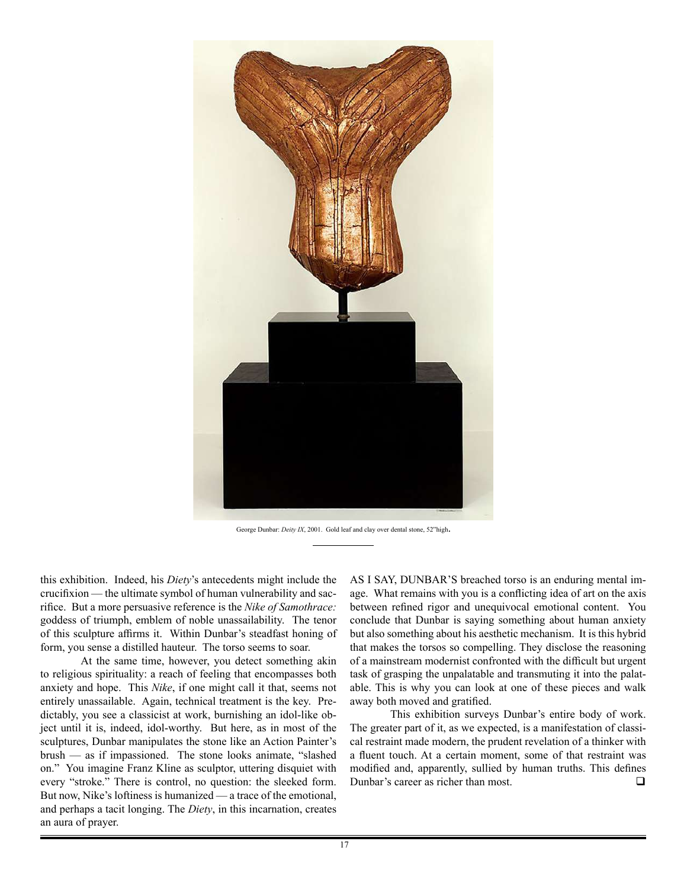George Dunbar: *Deity IX*, 2001. Gold leaf and clay over dental stone, 52"high.

this exhibition. Indeed, his *Diety*'s antecedents might include the crucifixion — the ultimate symbol of human vulnerability and sacrifice. But a more persuasive reference is the *Nike of Samothrace:* goddess of triumph, emblem of noble unassailability. The tenor of this sculpture affirms it. Within Dunbar's steadfast honing of form, you sense a distilled hauteur. The torso seems to soar.

At the same time, however, you detect something akin to religious spirituality: a reach of feeling that encompasses both anxiety and hope. This *Nike*, if one might call it that, seems not entirely unassailable. Again, technical treatment is the key. Predictably, you see a classicist at work, burnishing an idol-like object until it is, indeed, idol-worthy. But here, as in most of the sculptures, Dunbar manipulates the stone like an Action Painter's brush — as if impassioned. The stone looks animate, "slashed on." You imagine Franz Kline as sculptor, uttering disquiet with every "stroke." There is control, no question: the sleeked form. But now, Nike's loftiness is humanized — a trace of the emotional, and perhaps a tacit longing. The *Diety*, in this incarnation, creates an aura of prayer.

AS I SAY, DUNBAR'S breached torso is an enduring mental image. What remains with you is a conflicting idea of art on the axis between refined rigor and unequivocal emotional content. You conclude that Dunbar is saying something about human anxiety but also something about his aesthetic mechanism. It is this hybrid that makes the torsos so compelling. They disclose the reasoning of a mainstream modernist confronted with the difficult but urgent task of grasping the unpalatable and transmuting it into the palatable. This is why you can look at one of these pieces and walk away both moved and gratified.

This exhibition surveys Dunbar's entire body of work. The greater part of it, as we expected, is a manifestation of classical restraint made modern, the prudent revelation of a thinker with a fluent touch. At a certain moment, some of that restraint was modified and, apparently, sullied by human truths. This defines Dunbar's career as richer than most. ❑